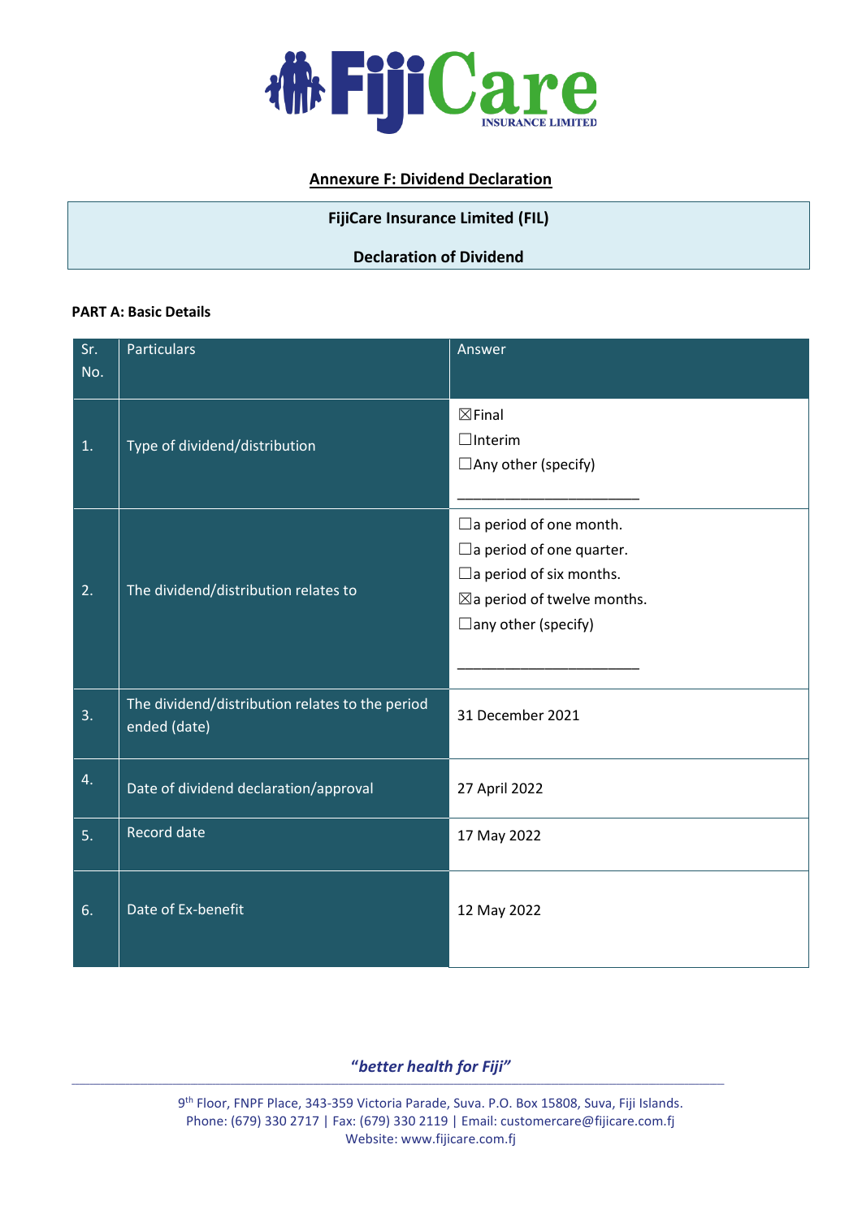## Annexure F: Dividend Declaration

**FijiCare Insurance Limited (FIL)**

**Declaration of Dividend**

**PART A: Basic Details**

| Sr. No. | Particulars | Answer |
|---|---|---|
| 1. | Type of dividend/distribution | ☒Final<br>☐Interim<br>☐Any other (specify)<br>______________________ |
| 2. | The dividend/distribution relates to | ☐a period of one month.<br>☐a period of one quarter.<br>☐a period of six months.<br>☒a period of twelve months.<br>☐any other (specify)<br>______________________ |
| 3. | The dividend/distribution relates to the period ended (date) | 31 December 2021 |
| 4. | Date of dividend declaration/approval | 27 April 2022 |
| 5. | Record date | 17 May 2022 |
| 6. | Date of Ex-benefit | 12 May 2022 |

*"better health for Fiji"*

9th Floor, FNPF Place, 343-359 Victoria Parade, Suva. P.O. Box 15808, Suva, Fiji Islands.
Phone: (679) 330 2717 | Fax: (679) 330 2119 | Email: customercare@fijicare.com.fj
Website: www.fijicare.com.fj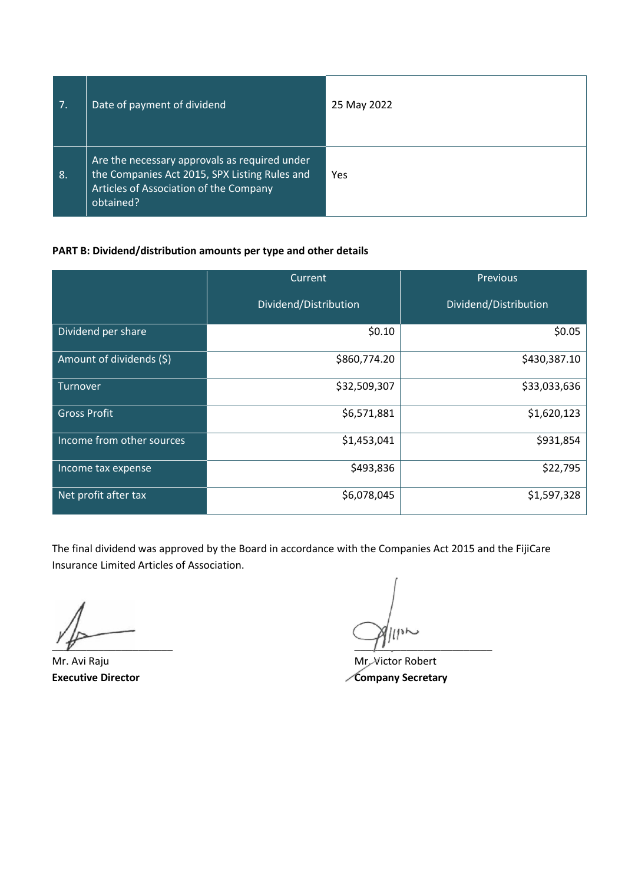| | | |
|---|---|---|
| 7. | Date of payment of dividend | 25 May 2022 |
| 8. | Are the necessary approvals as required under the Companies Act 2015, SPX Listing Rules and Articles of Association of the Company obtained? | Yes |

**PART B: Dividend/distribution amounts per type and other details**

| | Current Dividend/Distribution | Previous Dividend/Distribution |
|---|---|---|
| Dividend per share | $0.10 | $0.05 |
| Amount of dividends ($) | $860,774.20 | $430,387.10 |
| Turnover | $32,509,307 | $33,033,636 |
| Gross Profit | $6,571,881 | $1,620,123 |
| Income from other sources | $1,453,041 | $931,854 |
| Income tax expense | $493,836 | $22,795 |
| Net profit after tax | $6,078,045 | $1,597,328 |

The final dividend was approved by the Board in accordance with the Companies Act 2015 and the FijiCare Insurance Limited Articles of Association.

Mr. Avi Raju
**Executive Director**

Mr. Victor Robert
**Company Secretary**